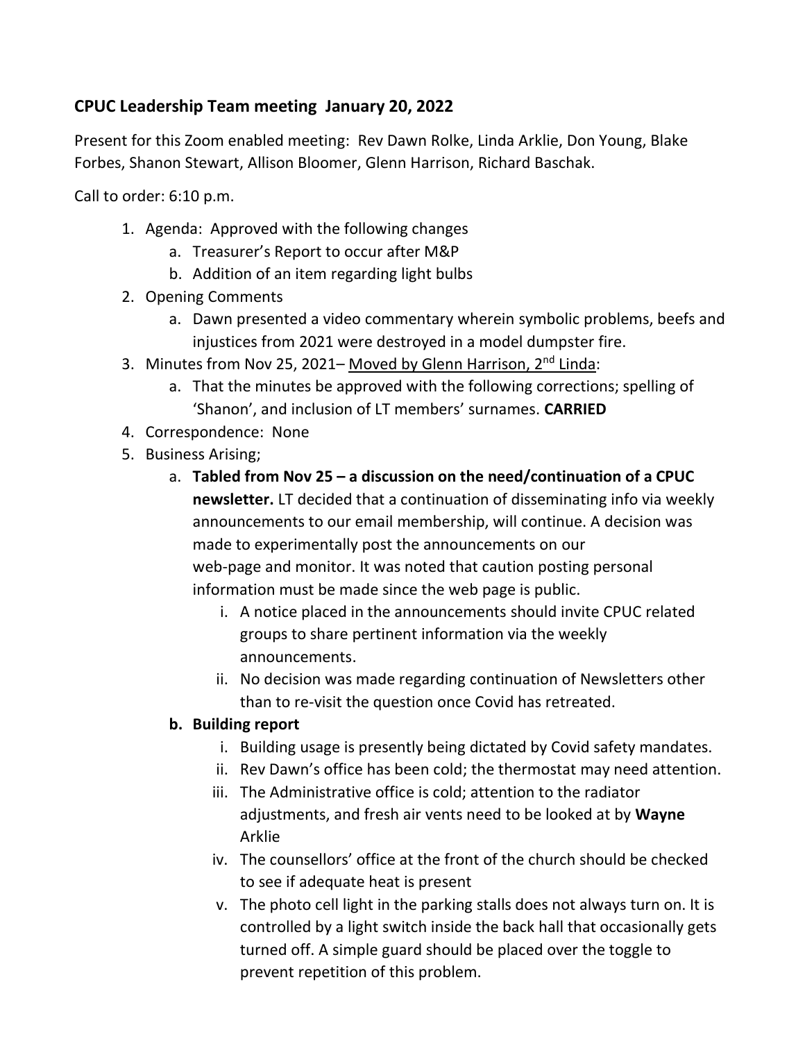## CPUC Leadership Team meeting January 20, 2022

Present for this Zoom enabled meeting: Rev Dawn Rolke, Linda Arklie, Don Young, Blake Forbes, Shanon Stewart, Allison Bloomer, Glenn Harrison, Richard Baschak.

Call to order: 6:10 p.m.

1. Agenda: Approved with the following changes
   a. Treasurer's Report to occur after M&P
   b. Addition of an item regarding light bulbs
2. Opening Comments
   a. Dawn presented a video commentary wherein symbolic problems, beefs and injustices from 2021 were destroyed in a model dumpster fire.
3. Minutes from Nov 25, 2021– Moved by Glenn Harrison, 2nd Linda:
   a. That the minutes be approved with the following corrections; spelling of 'Shanon', and inclusion of LT members' surnames. **CARRIED**
4. Correspondence: None
5. Business Arising;
   a. **Tabled from Nov 25 – a discussion on the need/continuation of a CPUC newsletter.** LT decided that a continuation of disseminating info via weekly announcements to our email membership, will continue. A decision was made to experimentally post the announcements on our web-page and monitor. It was noted that caution posting personal information must be made since the web page is public.
      i. A notice placed in the announcements should invite CPUC related groups to share pertinent information via the weekly announcements.
      ii. No decision was made regarding continuation of Newsletters other than to re-visit the question once Covid has retreated.

   **b. Building report**
      i. Building usage is presently being dictated by Covid safety mandates.
      ii. Rev Dawn's office has been cold; the thermostat may need attention.
      iii. The Administrative office is cold; attention to the radiator adjustments, and fresh air vents need to be looked at by **Wayne** Arklie
      iv. The counsellors' office at the front of the church should be checked to see if adequate heat is present
      v. The photo cell light in the parking stalls does not always turn on. It is controlled by a light switch inside the back hall that occasionally gets turned off. A simple guard should be placed over the toggle to prevent repetition of this problem.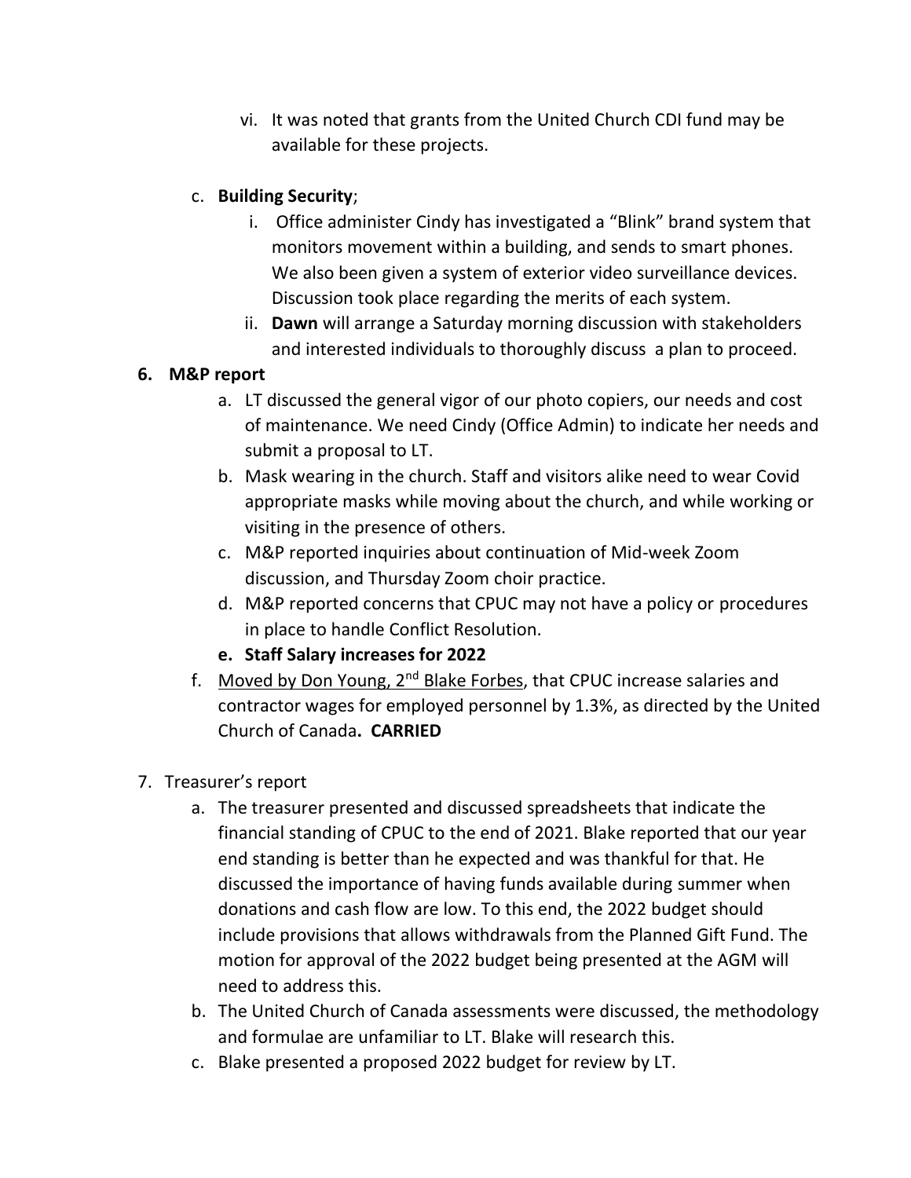vi. It was noted that grants from the United Church CDI fund may be available for these projects.

c. **Building Security**;
   i. Office administer Cindy has investigated a "Blink" brand system that monitors movement within a building, and sends to smart phones. We also been given a system of exterior video surveillance devices. Discussion took place regarding the merits of each system.
   ii. **Dawn** will arrange a Saturday morning discussion with stakeholders and interested individuals to thoroughly discuss a plan to proceed.

**6. M&P report**

a. LT discussed the general vigor of our photo copiers, our needs and cost of maintenance. We need Cindy (Office Admin) to indicate her needs and submit a proposal to LT.
b. Mask wearing in the church. Staff and visitors alike need to wear Covid appropriate masks while moving about the church, and while working or visiting in the presence of others.
c. M&P reported inquiries about continuation of Mid-week Zoom discussion, and Thursday Zoom choir practice.
d. M&P reported concerns that CPUC may not have a policy or procedures in place to handle Conflict Resolution.
e. **Staff Salary increases for 2022**
f. Moved by Don Young, 2nd Blake Forbes, that CPUC increase salaries and contractor wages for employed personnel by 1.3%, as directed by the United Church of Canada**. CARRIED**

7. Treasurer's report

a. The treasurer presented and discussed spreadsheets that indicate the financial standing of CPUC to the end of 2021. Blake reported that our year end standing is better than he expected and was thankful for that. He discussed the importance of having funds available during summer when donations and cash flow are low. To this end, the 2022 budget should include provisions that allows withdrawals from the Planned Gift Fund. The motion for approval of the 2022 budget being presented at the AGM will need to address this.
b. The United Church of Canada assessments were discussed, the methodology and formulae are unfamiliar to LT. Blake will research this.
c. Blake presented a proposed 2022 budget for review by LT.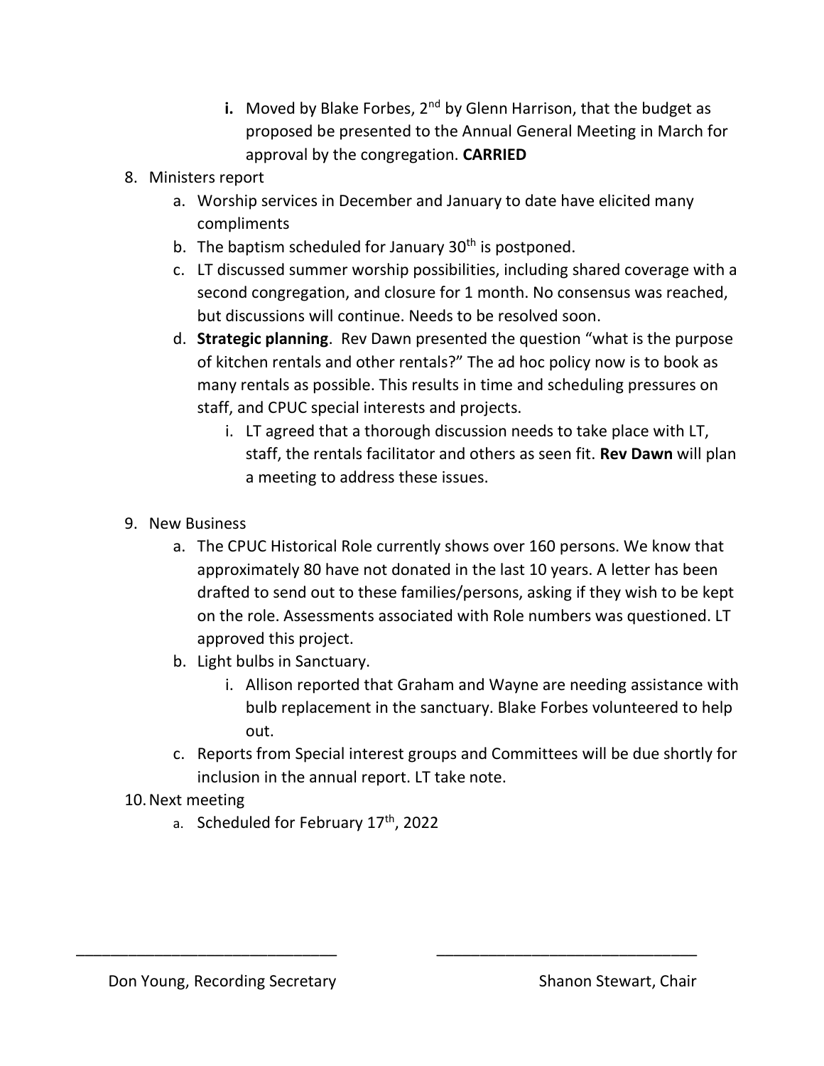- **i.** Moved by Blake Forbes, 2nd by Glenn Harrison, that the budget as proposed be presented to the Annual General Meeting in March for approval by the congregation. **CARRIED**

8. Ministers report
   a. Worship services in December and January to date have elicited many compliments
   b. The baptism scheduled for January 30th is postponed.
   c. LT discussed summer worship possibilities, including shared coverage with a second congregation, and closure for 1 month. No consensus was reached, but discussions will continue. Needs to be resolved soon.
   d. **Strategic planning**. Rev Dawn presented the question "what is the purpose of kitchen rentals and other rentals?" The ad hoc policy now is to book as many rentals as possible. This results in time and scheduling pressures on staff, and CPUC special interests and projects.
      i. LT agreed that a thorough discussion needs to take place with LT, staff, the rentals facilitator and others as seen fit. **Rev Dawn** will plan a meeting to address these issues.

9. New Business
   a. The CPUC Historical Role currently shows over 160 persons. We know that approximately 80 have not donated in the last 10 years. A letter has been drafted to send out to these families/persons, asking if they wish to be kept on the role. Assessments associated with Role numbers was questioned. LT approved this project.
   b. Light bulbs in Sanctuary.
      i. Allison reported that Graham and Wayne are needing assistance with bulb replacement in the sanctuary. Blake Forbes volunteered to help out.
   c. Reports from Special interest groups and Committees will be due shortly for inclusion in the annual report. LT take note.

10. Next meeting
    a. Scheduled for February 17th, 2022

______________________________ ______________________________

Don Young, Recording Secretary Shanon Stewart, Chair